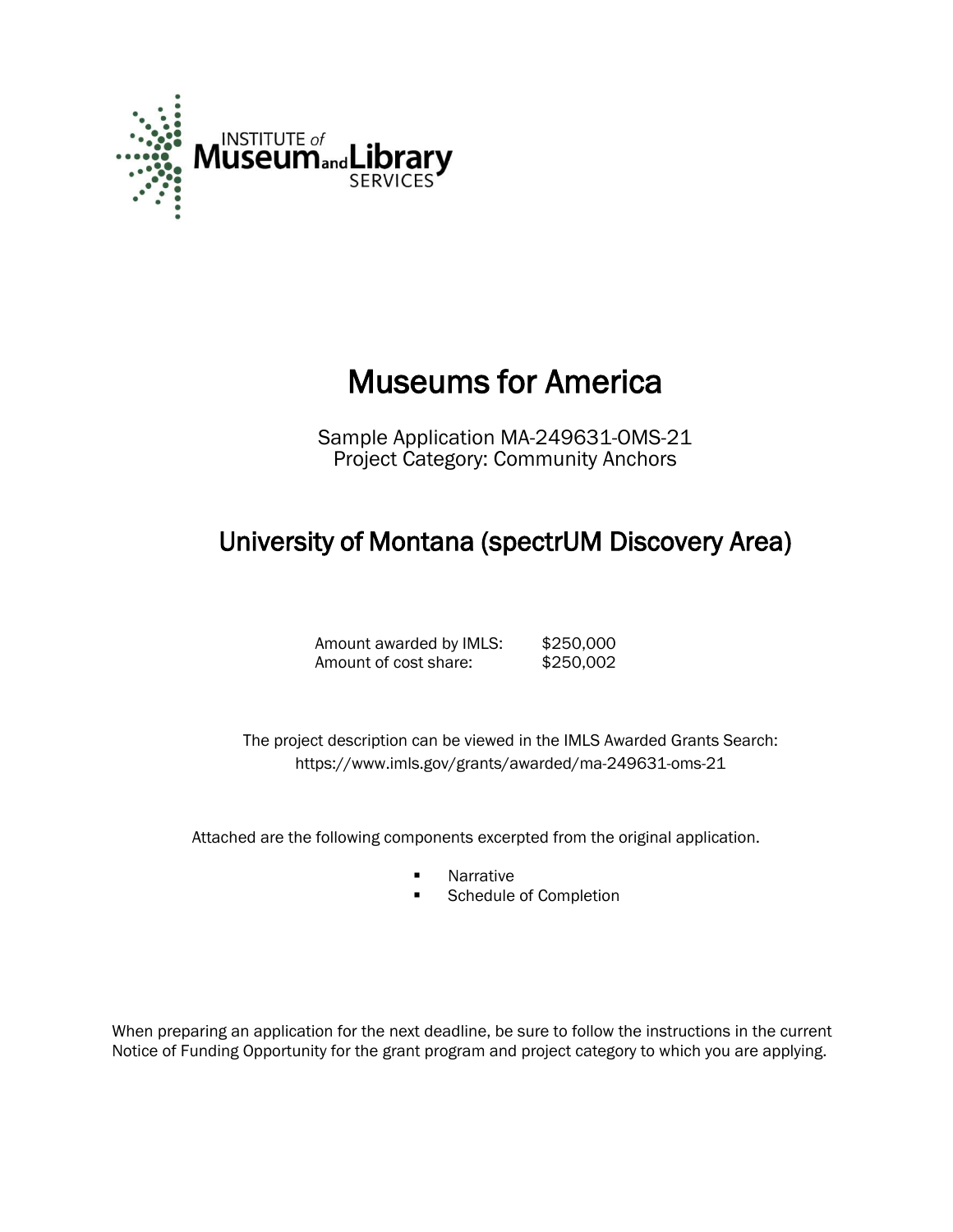INSTITUTE *of* Museum and Library SERVICES

# Museums for America

Sample Application MA-249631-OMS-21
Project Category: Community Anchors

## University of Montana (spectrUM Discovery Area)

Amount awarded by IMLS: $250,000
Amount of cost share: $250,002

The project description can be viewed in the IMLS Awarded Grants Search: https://www.imls.gov/grants/awarded/ma-249631-oms-21

Attached are the following components excerpted from the original application.

- Narrative
- Schedule of Completion

When preparing an application for the next deadline, be sure to follow the instructions in the current Notice of Funding Opportunity for the grant program and project category to which you are applying.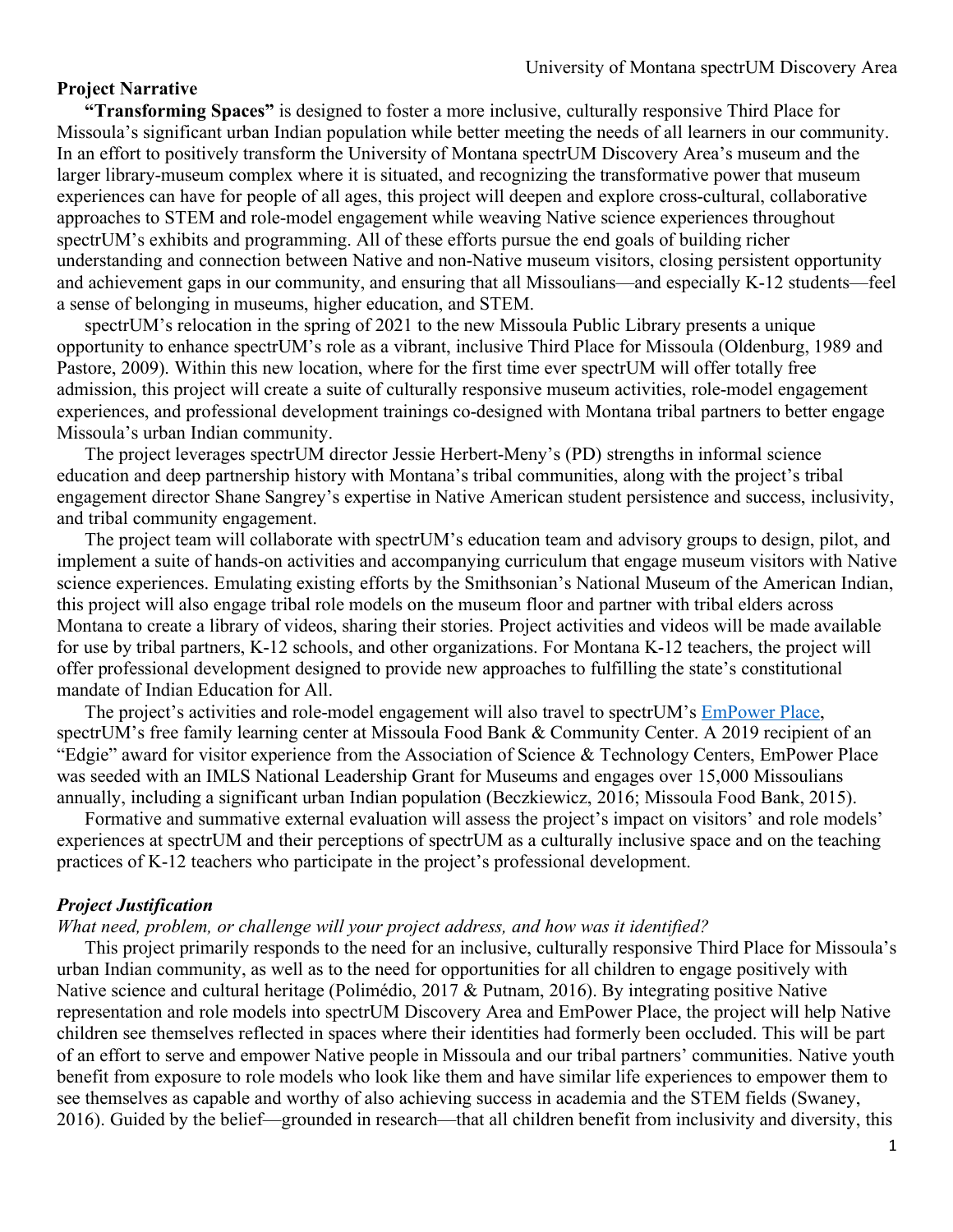## Project Narrative

**"Transforming Spaces"** is designed to foster a more inclusive, culturally responsive Third Place for Missoula's significant urban Indian population while better meeting the needs of all learners in our community. In an effort to positively transform the University of Montana spectrUM Discovery Area's museum and the larger library-museum complex where it is situated, and recognizing the transformative power that museum experiences can have for people of all ages, this project will deepen and explore cross-cultural, collaborative approaches to STEM and role-model engagement while weaving Native science experiences throughout spectrUM's exhibits and programming. All of these efforts pursue the end goals of building richer understanding and connection between Native and non-Native museum visitors, closing persistent opportunity and achievement gaps in our community, and ensuring that all Missoulians—and especially K-12 students—feel a sense of belonging in museums, higher education, and STEM.

spectrUM's relocation in the spring of 2021 to the new Missoula Public Library presents a unique opportunity to enhance spectrUM's role as a vibrant, inclusive Third Place for Missoula (Oldenburg, 1989 and Pastore, 2009). Within this new location, where for the first time ever spectrUM will offer totally free admission, this project will create a suite of culturally responsive museum activities, role-model engagement experiences, and professional development trainings co-designed with Montana tribal partners to better engage Missoula's urban Indian community.

The project leverages spectrUM director Jessie Herbert-Meny's (PD) strengths in informal science education and deep partnership history with Montana's tribal communities, along with the project's tribal engagement director Shane Sangrey's expertise in Native American student persistence and success, inclusivity, and tribal community engagement.

The project team will collaborate with spectrUM's education team and advisory groups to design, pilot, and implement a suite of hands-on activities and accompanying curriculum that engage museum visitors with Native science experiences. Emulating existing efforts by the Smithsonian's National Museum of the American Indian, this project will also engage tribal role models on the museum floor and partner with tribal elders across Montana to create a library of videos, sharing their stories. Project activities and videos will be made available for use by tribal partners, K-12 schools, and other organizations. For Montana K-12 teachers, the project will offer professional development designed to provide new approaches to fulfilling the state's constitutional mandate of Indian Education for All.

The project's activities and role-model engagement will also travel to spectrUM's EmPower Place, spectrUM's free family learning center at Missoula Food Bank & Community Center. A 2019 recipient of an "Edgie" award for visitor experience from the Association of Science & Technology Centers, EmPower Place was seeded with an IMLS National Leadership Grant for Museums and engages over 15,000 Missoulians annually, including a significant urban Indian population (Beczkiewicz, 2016; Missoula Food Bank, 2015).

Formative and summative external evaluation will assess the project's impact on visitors' and role models' experiences at spectrUM and their perceptions of spectrUM as a culturally inclusive space and on the teaching practices of K-12 teachers who participate in the project's professional development.

### *Project Justification*

*What need, problem, or challenge will your project address, and how was it identified?*

This project primarily responds to the need for an inclusive, culturally responsive Third Place for Missoula's urban Indian community, as well as to the need for opportunities for all children to engage positively with Native science and cultural heritage (Polimédio, 2017 & Putnam, 2016). By integrating positive Native representation and role models into spectrUM Discovery Area and EmPower Place, the project will help Native children see themselves reflected in spaces where their identities had formerly been occluded. This will be part of an effort to serve and empower Native people in Missoula and our tribal partners' communities. Native youth benefit from exposure to role models who look like them and have similar life experiences to empower them to see themselves as capable and worthy of also achieving success in academia and the STEM fields (Swaney, 2016). Guided by the belief—grounded in research—that all children benefit from inclusivity and diversity, this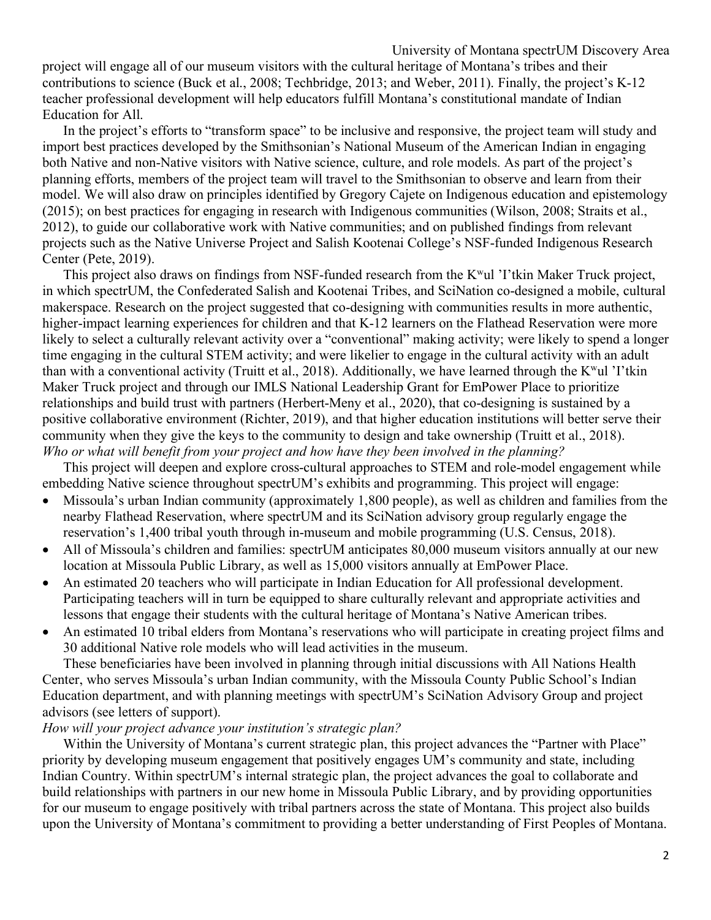project will engage all of our museum visitors with the cultural heritage of Montana's tribes and their contributions to science (Buck et al., 2008; Techbridge, 2013; and Weber, 2011). Finally, the project's K-12 teacher professional development will help educators fulfill Montana's constitutional mandate of Indian Education for All.

In the project's efforts to "transform space" to be inclusive and responsive, the project team will study and import best practices developed by the Smithsonian's National Museum of the American Indian in engaging both Native and non-Native visitors with Native science, culture, and role models. As part of the project's planning efforts, members of the project team will travel to the Smithsonian to observe and learn from their model. We will also draw on principles identified by Gregory Cajete on Indigenous education and epistemology (2015); on best practices for engaging in research with Indigenous communities (Wilson, 2008; Straits et al., 2012), to guide our collaborative work with Native communities; and on published findings from relevant projects such as the Native Universe Project and Salish Kootenai College's NSF-funded Indigenous Research Center (Pete, 2019).

This project also draws on findings from NSF-funded research from the Kʷul 'I'tkin Maker Truck project, in which spectrUM, the Confederated Salish and Kootenai Tribes, and SciNation co-designed a mobile, cultural makerspace. Research on the project suggested that co-designing with communities results in more authentic, higher-impact learning experiences for children and that K-12 learners on the Flathead Reservation were more likely to select a culturally relevant activity over a "conventional" making activity; were likely to spend a longer time engaging in the cultural STEM activity; and were likelier to engage in the cultural activity with an adult than with a conventional activity (Truitt et al., 2018). Additionally, we have learned through the Kʷul 'I'tkin Maker Truck project and through our IMLS National Leadership Grant for EmPower Place to prioritize relationships and build trust with partners (Herbert-Meny et al., 2020), that co-designing is sustained by a positive collaborative environment (Richter, 2019), and that higher education institutions will better serve their community when they give the keys to the community to design and take ownership (Truitt et al., 2018).

*Who or what will benefit from your project and how have they been involved in the planning?*

This project will deepen and explore cross-cultural approaches to STEM and role-model engagement while embedding Native science throughout spectrUM's exhibits and programming. This project will engage:

- Missoula's urban Indian community (approximately 1,800 people), as well as children and families from the nearby Flathead Reservation, where spectrUM and its SciNation advisory group regularly engage the reservation's 1,400 tribal youth through in-museum and mobile programming (U.S. Census, 2018).
- All of Missoula's children and families: spectrUM anticipates 80,000 museum visitors annually at our new location at Missoula Public Library, as well as 15,000 visitors annually at EmPower Place.
- An estimated 20 teachers who will participate in Indian Education for All professional development. Participating teachers will in turn be equipped to share culturally relevant and appropriate activities and lessons that engage their students with the cultural heritage of Montana's Native American tribes.
- An estimated 10 tribal elders from Montana's reservations who will participate in creating project films and 30 additional Native role models who will lead activities in the museum.

These beneficiaries have been involved in planning through initial discussions with All Nations Health Center, who serves Missoula's urban Indian community, with the Missoula County Public School's Indian Education department, and with planning meetings with spectrUM's SciNation Advisory Group and project advisors (see letters of support).

*How will your project advance your institution's strategic plan?*

Within the University of Montana's current strategic plan, this project advances the "Partner with Place" priority by developing museum engagement that positively engages UM's community and state, including Indian Country. Within spectrUM's internal strategic plan, the project advances the goal to collaborate and build relationships with partners in our new home in Missoula Public Library, and by providing opportunities for our museum to engage positively with tribal partners across the state of Montana. This project also builds upon the University of Montana's commitment to providing a better understanding of First Peoples of Montana.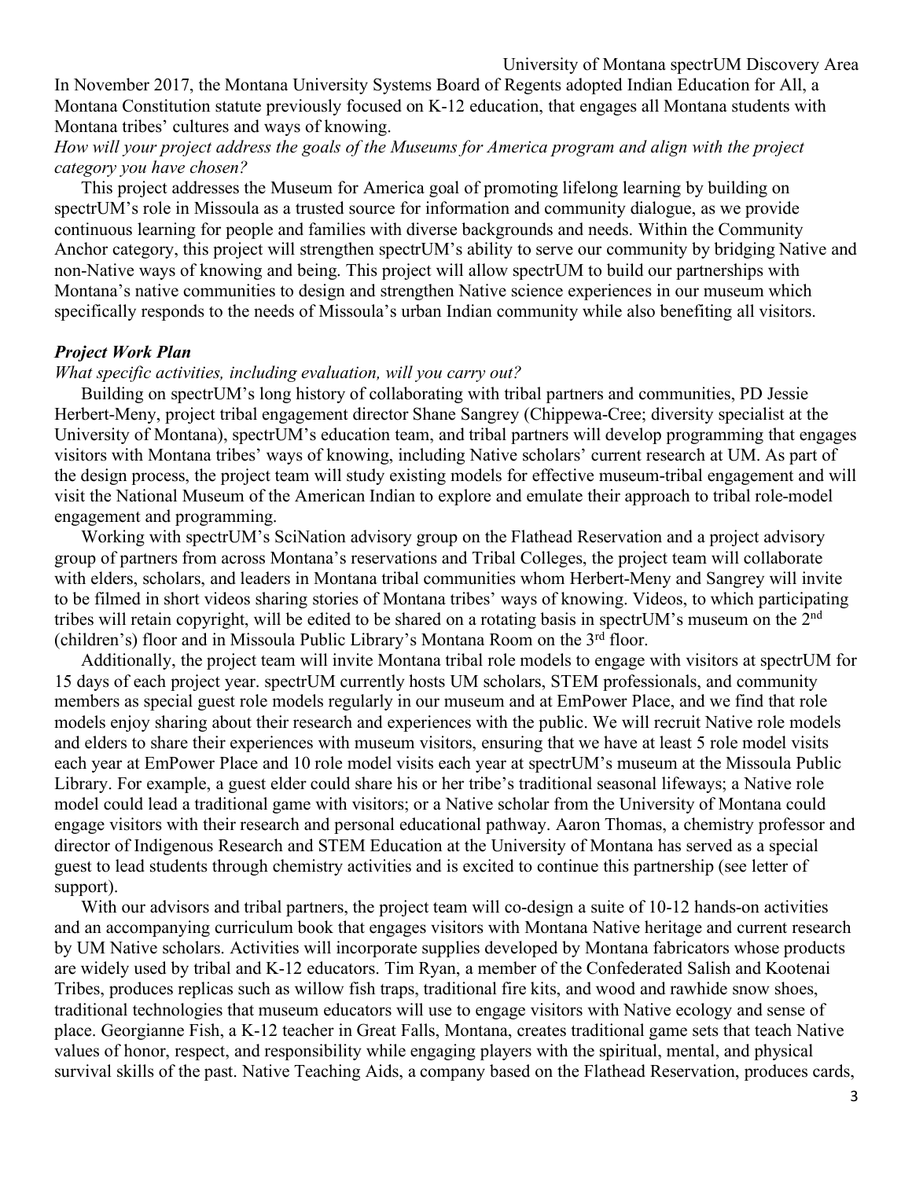In November 2017, the Montana University Systems Board of Regents adopted Indian Education for All, a Montana Constitution statute previously focused on K-12 education, that engages all Montana students with Montana tribes' cultures and ways of knowing.

*How will your project address the goals of the Museums for America program and align with the project category you have chosen?*

This project addresses the Museum for America goal of promoting lifelong learning by building on spectrUM's role in Missoula as a trusted source for information and community dialogue, as we provide continuous learning for people and families with diverse backgrounds and needs. Within the Community Anchor category, this project will strengthen spectrUM's ability to serve our community by bridging Native and non-Native ways of knowing and being. This project will allow spectrUM to build our partnerships with Montana's native communities to design and strengthen Native science experiences in our museum which specifically responds to the needs of Missoula's urban Indian community while also benefiting all visitors.

### *Project Work Plan*

*What specific activities, including evaluation, will you carry out?*

Building on spectrUM's long history of collaborating with tribal partners and communities, PD Jessie Herbert-Meny, project tribal engagement director Shane Sangrey (Chippewa-Cree; diversity specialist at the University of Montana), spectrUM's education team, and tribal partners will develop programming that engages visitors with Montana tribes' ways of knowing, including Native scholars' current research at UM. As part of the design process, the project team will study existing models for effective museum-tribal engagement and will visit the National Museum of the American Indian to explore and emulate their approach to tribal role-model engagement and programming.

Working with spectrUM's SciNation advisory group on the Flathead Reservation and a project advisory group of partners from across Montana's reservations and Tribal Colleges, the project team will collaborate with elders, scholars, and leaders in Montana tribal communities whom Herbert-Meny and Sangrey will invite to be filmed in short videos sharing stories of Montana tribes' ways of knowing. Videos, to which participating tribes will retain copyright, will be edited to be shared on a rotating basis in spectrUM's museum on the 2nd (children's) floor and in Missoula Public Library's Montana Room on the 3rd floor.

Additionally, the project team will invite Montana tribal role models to engage with visitors at spectrUM for 15 days of each project year. spectrUM currently hosts UM scholars, STEM professionals, and community members as special guest role models regularly in our museum and at EmPower Place, and we find that role models enjoy sharing about their research and experiences with the public. We will recruit Native role models and elders to share their experiences with museum visitors, ensuring that we have at least 5 role model visits each year at EmPower Place and 10 role model visits each year at spectrUM's museum at the Missoula Public Library. For example, a guest elder could share his or her tribe's traditional seasonal lifeways; a Native role model could lead a traditional game with visitors; or a Native scholar from the University of Montana could engage visitors with their research and personal educational pathway. Aaron Thomas, a chemistry professor and director of Indigenous Research and STEM Education at the University of Montana has served as a special guest to lead students through chemistry activities and is excited to continue this partnership (see letter of support).

With our advisors and tribal partners, the project team will co-design a suite of 10-12 hands-on activities and an accompanying curriculum book that engages visitors with Montana Native heritage and current research by UM Native scholars. Activities will incorporate supplies developed by Montana fabricators whose products are widely used by tribal and K-12 educators. Tim Ryan, a member of the Confederated Salish and Kootenai Tribes, produces replicas such as willow fish traps, traditional fire kits, and wood and rawhide snow shoes, traditional technologies that museum educators will use to engage visitors with Native ecology and sense of place. Georgianne Fish, a K-12 teacher in Great Falls, Montana, creates traditional game sets that teach Native values of honor, respect, and responsibility while engaging players with the spiritual, mental, and physical survival skills of the past. Native Teaching Aids, a company based on the Flathead Reservation, produces cards,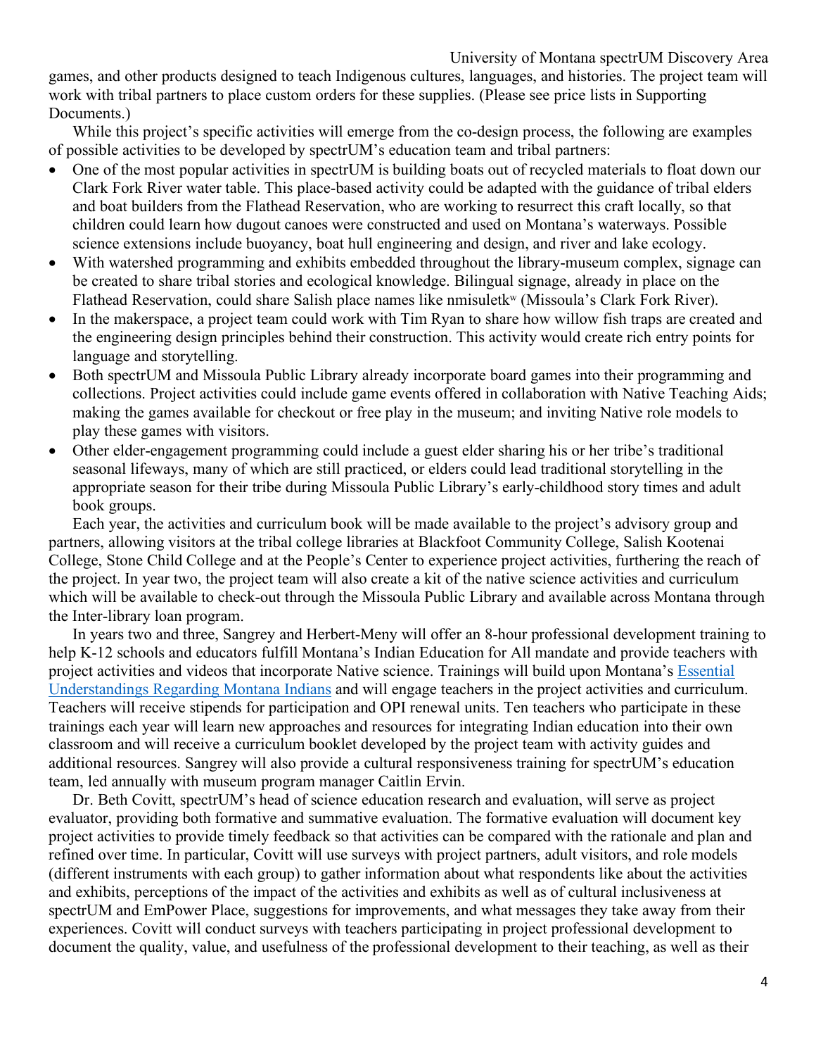games, and other products designed to teach Indigenous cultures, languages, and histories. The project team will work with tribal partners to place custom orders for these supplies. (Please see price lists in Supporting Documents.)

While this project's specific activities will emerge from the co-design process, the following are examples of possible activities to be developed by spectrUM's education team and tribal partners:

- One of the most popular activities in spectrUM is building boats out of recycled materials to float down our Clark Fork River water table. This place-based activity could be adapted with the guidance of tribal elders and boat builders from the Flathead Reservation, who are working to resurrect this craft locally, so that children could learn how dugout canoes were constructed and used on Montana's waterways. Possible science extensions include buoyancy, boat hull engineering and design, and river and lake ecology.
- With watershed programming and exhibits embedded throughout the library-museum complex, signage can be created to share tribal stories and ecological knowledge. Bilingual signage, already in place on the Flathead Reservation, could share Salish place names like nmisuletkʷ (Missoula's Clark Fork River).
- In the makerspace, a project team could work with Tim Ryan to share how willow fish traps are created and the engineering design principles behind their construction. This activity would create rich entry points for language and storytelling.
- Both spectrUM and Missoula Public Library already incorporate board games into their programming and collections. Project activities could include game events offered in collaboration with Native Teaching Aids; making the games available for checkout or free play in the museum; and inviting Native role models to play these games with visitors.
- Other elder-engagement programming could include a guest elder sharing his or her tribe's traditional seasonal lifeways, many of which are still practiced, or elders could lead traditional storytelling in the appropriate season for their tribe during Missoula Public Library's early-childhood story times and adult book groups.

Each year, the activities and curriculum book will be made available to the project's advisory group and partners, allowing visitors at the tribal college libraries at Blackfoot Community College, Salish Kootenai College, Stone Child College and at the People's Center to experience project activities, furthering the reach of the project. In year two, the project team will also create a kit of the native science activities and curriculum which will be available to check-out through the Missoula Public Library and available across Montana through the Inter-library loan program.

In years two and three, Sangrey and Herbert-Meny will offer an 8-hour professional development training to help K-12 schools and educators fulfill Montana's Indian Education for All mandate and provide teachers with project activities and videos that incorporate Native science. Trainings will build upon Montana's Essential Understandings Regarding Montana Indians and will engage teachers in the project activities and curriculum. Teachers will receive stipends for participation and OPI renewal units. Ten teachers who participate in these trainings each year will learn new approaches and resources for integrating Indian education into their own classroom and will receive a curriculum booklet developed by the project team with activity guides and additional resources. Sangrey will also provide a cultural responsiveness training for spectrUM's education team, led annually with museum program manager Caitlin Ervin.

Dr. Beth Covitt, spectrUM's head of science education research and evaluation, will serve as project evaluator, providing both formative and summative evaluation. The formative evaluation will document key project activities to provide timely feedback so that activities can be compared with the rationale and plan and refined over time. In particular, Covitt will use surveys with project partners, adult visitors, and role models (different instruments with each group) to gather information about what respondents like about the activities and exhibits, perceptions of the impact of the activities and exhibits as well as of cultural inclusiveness at spectrUM and EmPower Place, suggestions for improvements, and what messages they take away from their experiences. Covitt will conduct surveys with teachers participating in project professional development to document the quality, value, and usefulness of the professional development to their teaching, as well as their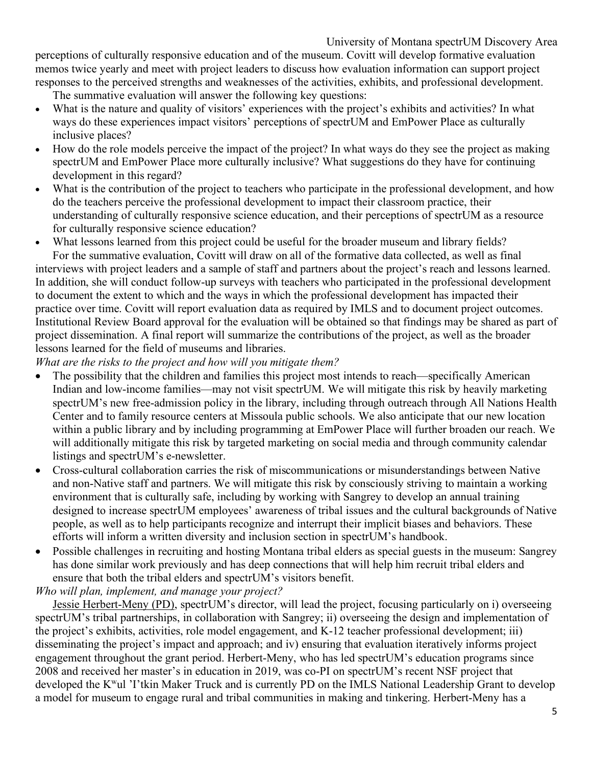perceptions of culturally responsive education and of the museum. Covitt will develop formative evaluation memos twice yearly and meet with project leaders to discuss how evaluation information can support project responses to the perceived strengths and weaknesses of the activities, exhibits, and professional development.

The summative evaluation will answer the following key questions:

- What is the nature and quality of visitors' experiences with the project's exhibits and activities? In what ways do these experiences impact visitors' perceptions of spectrUM and EmPower Place as culturally inclusive places?
- How do the role models perceive the impact of the project? In what ways do they see the project as making spectrUM and EmPower Place more culturally inclusive? What suggestions do they have for continuing development in this regard?
- What is the contribution of the project to teachers who participate in the professional development, and how do the teachers perceive the professional development to impact their classroom practice, their understanding of culturally responsive science education, and their perceptions of spectrUM as a resource for culturally responsive science education?
- What lessons learned from this project could be useful for the broader museum and library fields?

For the summative evaluation, Covitt will draw on all of the formative data collected, as well as final interviews with project leaders and a sample of staff and partners about the project's reach and lessons learned. In addition, she will conduct follow-up surveys with teachers who participated in the professional development to document the extent to which and the ways in which the professional development has impacted their practice over time. Covitt will report evaluation data as required by IMLS and to document project outcomes. Institutional Review Board approval for the evaluation will be obtained so that findings may be shared as part of project dissemination. A final report will summarize the contributions of the project, as well as the broader lessons learned for the field of museums and libraries.

*What are the risks to the project and how will you mitigate them?*

- The possibility that the children and families this project most intends to reach—specifically American Indian and low-income families—may not visit spectrUM. We will mitigate this risk by heavily marketing spectrUM's new free-admission policy in the library, including through outreach through All Nations Health Center and to family resource centers at Missoula public schools. We also anticipate that our new location within a public library and by including programming at EmPower Place will further broaden our reach. We will additionally mitigate this risk by targeted marketing on social media and through community calendar listings and spectrUM's e-newsletter.
- Cross-cultural collaboration carries the risk of miscommunications or misunderstandings between Native and non-Native staff and partners. We will mitigate this risk by consciously striving to maintain a working environment that is culturally safe, including by working with Sangrey to develop an annual training designed to increase spectrUM employees' awareness of tribal issues and the cultural backgrounds of Native people, as well as to help participants recognize and interrupt their implicit biases and behaviors. These efforts will inform a written diversity and inclusion section in spectrUM's handbook.
- Possible challenges in recruiting and hosting Montana tribal elders as special guests in the museum: Sangrey has done similar work previously and has deep connections that will help him recruit tribal elders and ensure that both the tribal elders and spectrUM's visitors benefit.

*Who will plan, implement, and manage your project?*

Jessie Herbert-Meny (PD), spectrUM's director, will lead the project, focusing particularly on i) overseeing spectrUM's tribal partnerships, in collaboration with Sangrey; ii) overseeing the design and implementation of the project's exhibits, activities, role model engagement, and K-12 teacher professional development; iii) disseminating the project's impact and approach; and iv) ensuring that evaluation iteratively informs project engagement throughout the grant period. Herbert-Meny, who has led spectrUM's education programs since 2008 and received her master's in education in 2019, was co-PI on spectrUM's recent NSF project that developed the Kʷul 'I'tkin Maker Truck and is currently PD on the IMLS National Leadership Grant to develop a model for museum to engage rural and tribal communities in making and tinkering. Herbert-Meny has a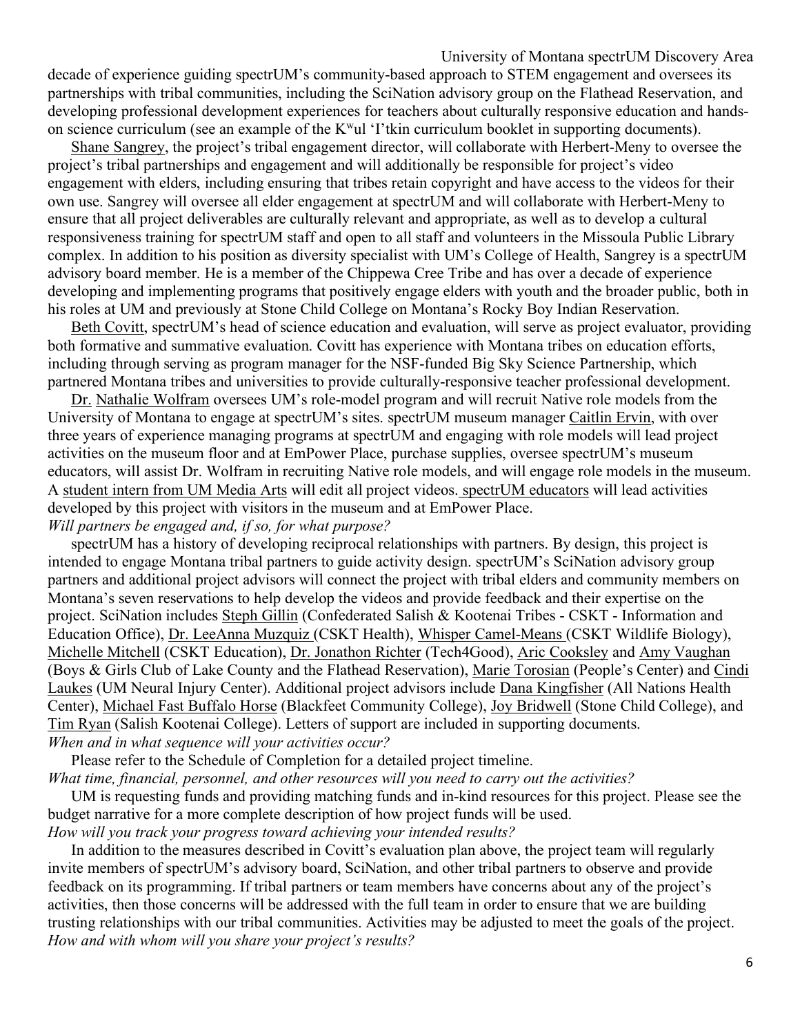decade of experience guiding spectrUM's community-based approach to STEM engagement and oversees its partnerships with tribal communities, including the SciNation advisory group on the Flathead Reservation, and developing professional development experiences for teachers about culturally responsive education and hands-on science curriculum (see an example of the Kʷul 'I'tkin curriculum booklet in supporting documents).

Shane Sangrey, the project's tribal engagement director, will collaborate with Herbert-Meny to oversee the project's tribal partnerships and engagement and will additionally be responsible for project's video engagement with elders, including ensuring that tribes retain copyright and have access to the videos for their own use. Sangrey will oversee all elder engagement at spectrUM and will collaborate with Herbert-Meny to ensure that all project deliverables are culturally relevant and appropriate, as well as to develop a cultural responsiveness training for spectrUM staff and open to all staff and volunteers in the Missoula Public Library complex. In addition to his position as diversity specialist with UM's College of Health, Sangrey is a spectrUM advisory board member. He is a member of the Chippewa Cree Tribe and has over a decade of experience developing and implementing programs that positively engage elders with youth and the broader public, both in his roles at UM and previously at Stone Child College on Montana's Rocky Boy Indian Reservation.

Beth Covitt, spectrUM's head of science education and evaluation, will serve as project evaluator, providing both formative and summative evaluation. Covitt has experience with Montana tribes on education efforts, including through serving as program manager for the NSF-funded Big Sky Science Partnership, which partnered Montana tribes and universities to provide culturally-responsive teacher professional development.

Dr. Nathalie Wolfram oversees UM's role-model program and will recruit Native role models from the University of Montana to engage at spectrUM's sites. spectrUM museum manager Caitlin Ervin, with over three years of experience managing programs at spectrUM and engaging with role models will lead project activities on the museum floor and at EmPower Place, purchase supplies, oversee spectrUM's museum educators, will assist Dr. Wolfram in recruiting Native role models, and will engage role models in the museum. A student intern from UM Media Arts will edit all project videos. spectrUM educators will lead activities developed by this project with visitors in the museum and at EmPower Place.

*Will partners be engaged and, if so, for what purpose?*

spectrUM has a history of developing reciprocal relationships with partners. By design, this project is intended to engage Montana tribal partners to guide activity design. spectrUM's SciNation advisory group partners and additional project advisors will connect the project with tribal elders and community members on Montana's seven reservations to help develop the videos and provide feedback and their expertise on the project. SciNation includes Steph Gillin (Confederated Salish & Kootenai Tribes - CSKT - Information and Education Office), Dr. LeeAnna Muzquiz (CSKT Health), Whisper Camel-Means (CSKT Wildlife Biology), Michelle Mitchell (CSKT Education), Dr. Jonathon Richter (Tech4Good), Aric Cooksley and Amy Vaughan (Boys & Girls Club of Lake County and the Flathead Reservation), Marie Torosian (People's Center) and Cindi Laukes (UM Neural Injury Center). Additional project advisors include Dana Kingfisher (All Nations Health Center), Michael Fast Buffalo Horse (Blackfeet Community College), Joy Bridwell (Stone Child College), and Tim Ryan (Salish Kootenai College). Letters of support are included in supporting documents.

*When and in what sequence will your activities occur?*

Please refer to the Schedule of Completion for a detailed project timeline.

*What time, financial, personnel, and other resources will you need to carry out the activities?*

UM is requesting funds and providing matching funds and in-kind resources for this project. Please see the budget narrative for a more complete description of how project funds will be used.

*How will you track your progress toward achieving your intended results?*

In addition to the measures described in Covitt's evaluation plan above, the project team will regularly invite members of spectrUM's advisory board, SciNation, and other tribal partners to observe and provide feedback on its programming. If tribal partners or team members have concerns about any of the project's activities, then those concerns will be addressed with the full team in order to ensure that we are building trusting relationships with our tribal communities. Activities may be adjusted to meet the goals of the project.

*How and with whom will you share your project's results?*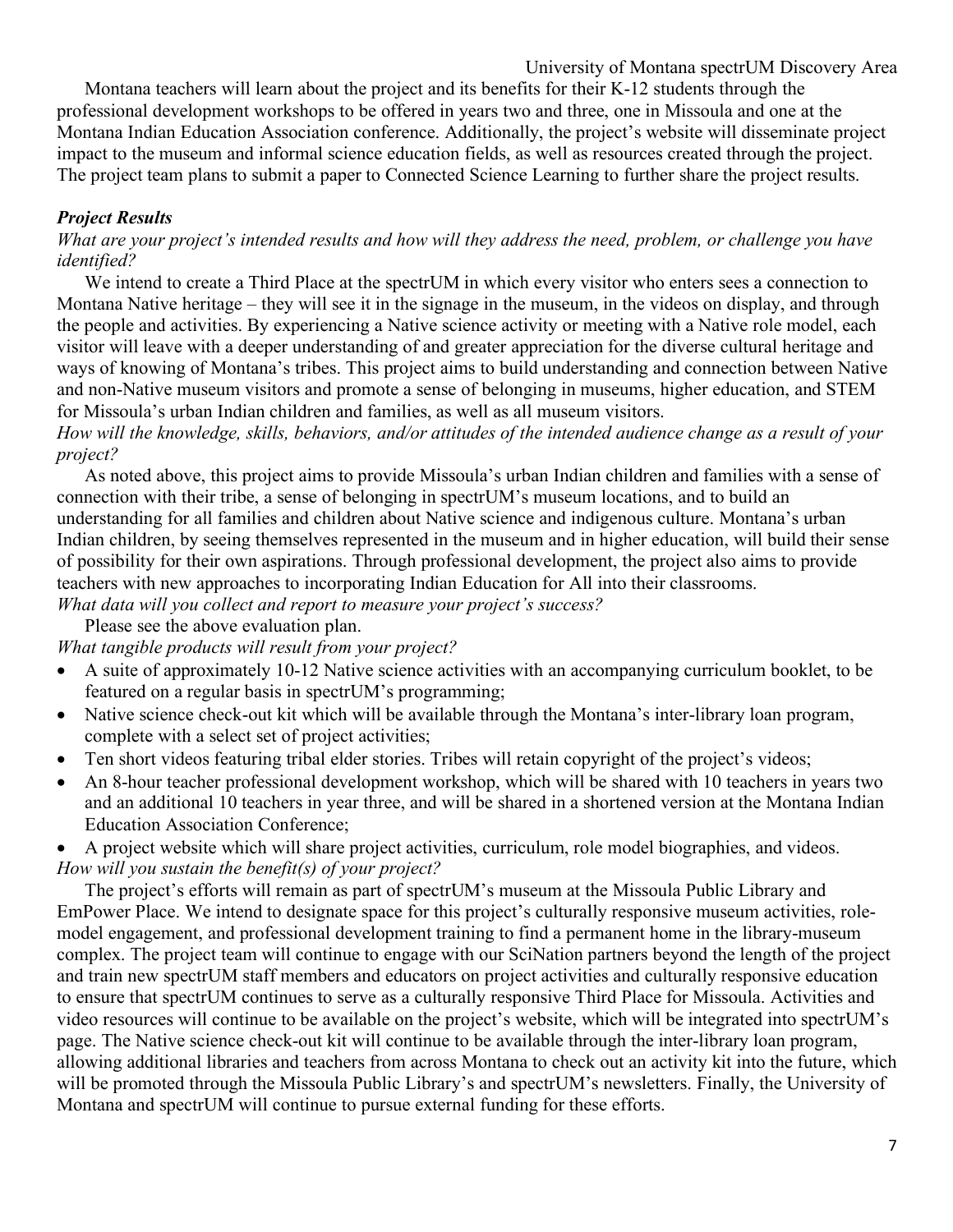Montana teachers will learn about the project and its benefits for their K-12 students through the professional development workshops to be offered in years two and three, one in Missoula and one at the Montana Indian Education Association conference. Additionally, the project's website will disseminate project impact to the museum and informal science education fields, as well as resources created through the project. The project team plans to submit a paper to Connected Science Learning to further share the project results.

### *Project Results*

*What are your project's intended results and how will they address the need, problem, or challenge you have identified?*

We intend to create a Third Place at the spectrUM in which every visitor who enters sees a connection to Montana Native heritage – they will see it in the signage in the museum, in the videos on display, and through the people and activities. By experiencing a Native science activity or meeting with a Native role model, each visitor will leave with a deeper understanding of and greater appreciation for the diverse cultural heritage and ways of knowing of Montana's tribes. This project aims to build understanding and connection between Native and non-Native museum visitors and promote a sense of belonging in museums, higher education, and STEM for Missoula's urban Indian children and families, as well as all museum visitors.

*How will the knowledge, skills, behaviors, and/or attitudes of the intended audience change as a result of your project?*

As noted above, this project aims to provide Missoula's urban Indian children and families with a sense of connection with their tribe, a sense of belonging in spectrUM's museum locations, and to build an understanding for all families and children about Native science and indigenous culture. Montana's urban Indian children, by seeing themselves represented in the museum and in higher education, will build their sense of possibility for their own aspirations. Through professional development, the project also aims to provide teachers with new approaches to incorporating Indian Education for All into their classrooms.

*What data will you collect and report to measure your project's success?*

Please see the above evaluation plan.

*What tangible products will result from your project?*

- A suite of approximately 10-12 Native science activities with an accompanying curriculum booklet, to be featured on a regular basis in spectrUM's programming;
- Native science check-out kit which will be available through the Montana's inter-library loan program, complete with a select set of project activities;
- Ten short videos featuring tribal elder stories. Tribes will retain copyright of the project's videos;
- An 8-hour teacher professional development workshop, which will be shared with 10 teachers in years two and an additional 10 teachers in year three, and will be shared in a shortened version at the Montana Indian Education Association Conference;
- A project website which will share project activities, curriculum, role model biographies, and videos.

*How will you sustain the benefit(s) of your project?*

The project's efforts will remain as part of spectrUM's museum at the Missoula Public Library and EmPower Place. We intend to designate space for this project's culturally responsive museum activities, role-model engagement, and professional development training to find a permanent home in the library-museum complex. The project team will continue to engage with our SciNation partners beyond the length of the project and train new spectrUM staff members and educators on project activities and culturally responsive education to ensure that spectrUM continues to serve as a culturally responsive Third Place for Missoula. Activities and video resources will continue to be available on the project's website, which will be integrated into spectrUM's page. The Native science check-out kit will continue to be available through the inter-library loan program, allowing additional libraries and teachers from across Montana to check out an activity kit into the future, which will be promoted through the Missoula Public Library's and spectrUM's newsletters. Finally, the University of Montana and spectrUM will continue to pursue external funding for these efforts.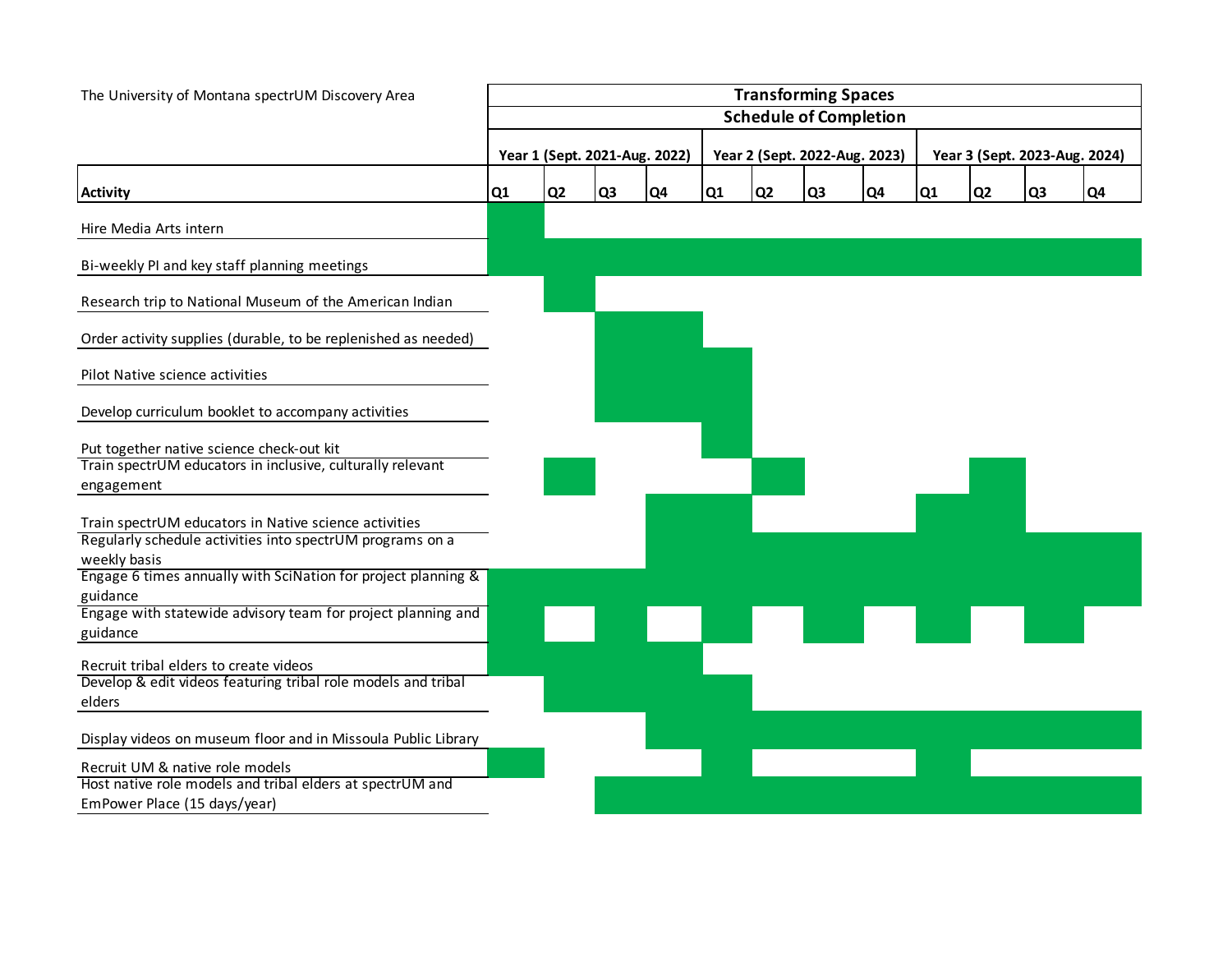The University of Montana spectrUM Discovery Area

## Transforming Spaces
### Schedule of Completion

| Activity | Year 1 (Sept. 2021-Aug. 2022) | | | | Year 2 (Sept. 2022-Aug. 2023) | | | | Year 3 (Sept. 2023-Aug. 2024) | | | |
|---|---|---|---|---|---|---|---|---|---|---|---|---|
| | Q1 | Q2 | Q3 | Q4 | Q1 | Q2 | Q3 | Q4 | Q1 | Q2 | Q3 | Q4 |
| Hire Media Arts intern | X | | | | | | | | | | | |
| Bi-weekly PI and key staff planning meetings | X | X | X | X | X | X | X | X | X | X | X | X |
| Research trip to National Museum of the American Indian | | X | | | | | | | | | | |
| Order activity supplies (durable, to be replenished as needed) | | | X | X | | | | | | | | |
| Pilot Native science activities | | | X | X | X | | | | | | | |
| Develop curriculum booklet to accompany activities | | | X | X | X | | | | | | | |
| Put together native science check-out kit | | | | | X | | | | | | | |
| Train spectrUM educators in inclusive, culturally relevant engagement | | X | | | | X | | | | X | | |
| Train spectrUM educators in Native science activities | | | | X | X | | | | X | X | | |
| Regularly schedule activities into spectrUM programs on a weekly basis | | | | X | X | X | X | X | X | X | X | X |
| Engage 6 times annually with SciNation for project planning & guidance | X | X | X | X | X | X | X | X | X | X | X | X |
| Engage with statewide advisory team for project planning and guidance | X | | X | | X | | X | | X | | X | |
| Recruit tribal elders to create videos | X | X | X | X | | | | | | | | |
| Develop & edit videos featuring tribal role models and tribal elders | | X | X | X | X | | | | | | | |
| Display videos on museum floor and in Missoula Public Library | | | | X | X | X | X | X | X | X | X | X |
| Recruit UM & native role models | X | | | | X | | | | X | | | |
| Host native role models and tribal elders at spectrUM and EmPower Place (15 days/year) | | | X | X | X | X | X | X | X | X | X | X |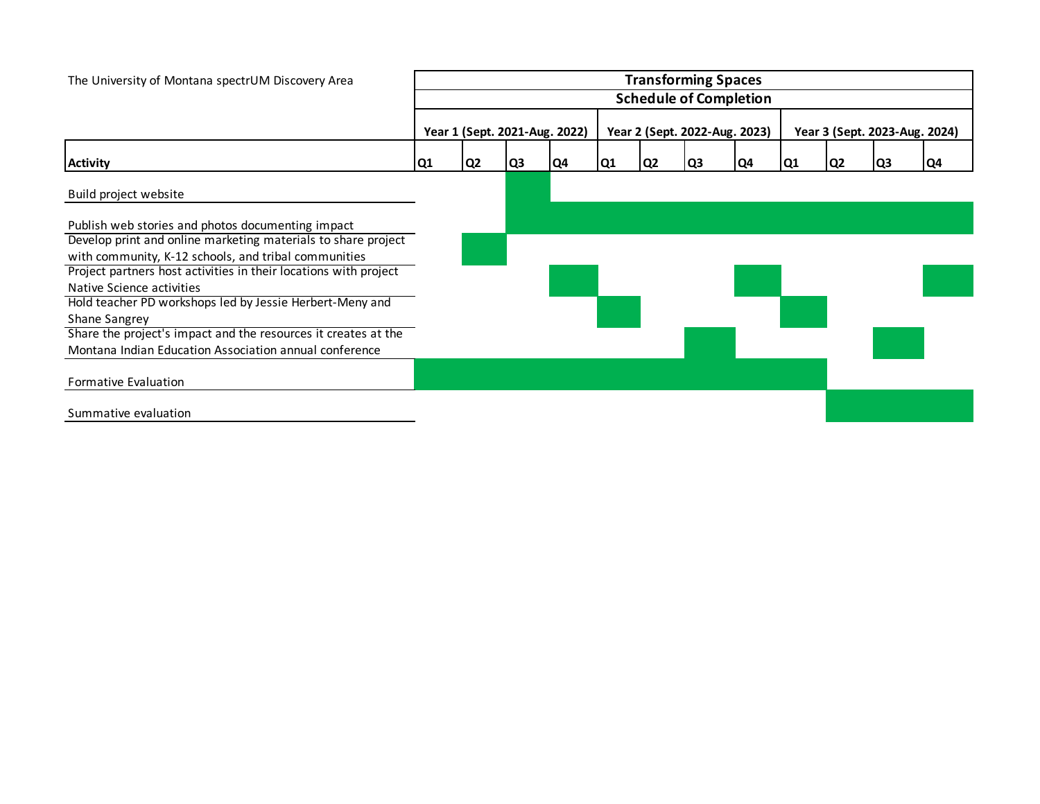The University of Montana spectrUM Discovery Area

**Transforming Spaces**

**Schedule of Completion**

| **Activity** | **Year 1 (Sept. 2021-Aug. 2022)** Q1 | Q2 | Q3 | Q4 | **Year 2 (Sept. 2022-Aug. 2023)** Q1 | Q2 | Q3 | Q4 | **Year 3 (Sept. 2023-Aug. 2024)** Q1 | Q2 | Q3 | Q4 |
|---|---|---|---|---|---|---|---|---|---|---|---|---|
| Build project website | | | X | | | | | | | | | |
| Publish web stories and photos documenting impact | | | X | X | X | X | X | X | X | X | X | X |
| Develop print and online marketing materials to share project with community, K-12 schools, and tribal communities | | X | | | | | | | | | | |
| Project partners host activities in their locations with project Native Science activities | | | | X | | | | X | | | | X |
| Hold teacher PD workshops led by Jessie Herbert-Meny and Shane Sangrey | | | | | X | | | | X | | | |
| Share the project's impact and the resources it creates at the Montana Indian Education Association annual conference | | | | | | | X | | | | X | |
| Formative Evaluation | X | X | X | X | X | X | X | X | X | | | |
| Summative evaluation | | | | | | | | | | X | X | X |